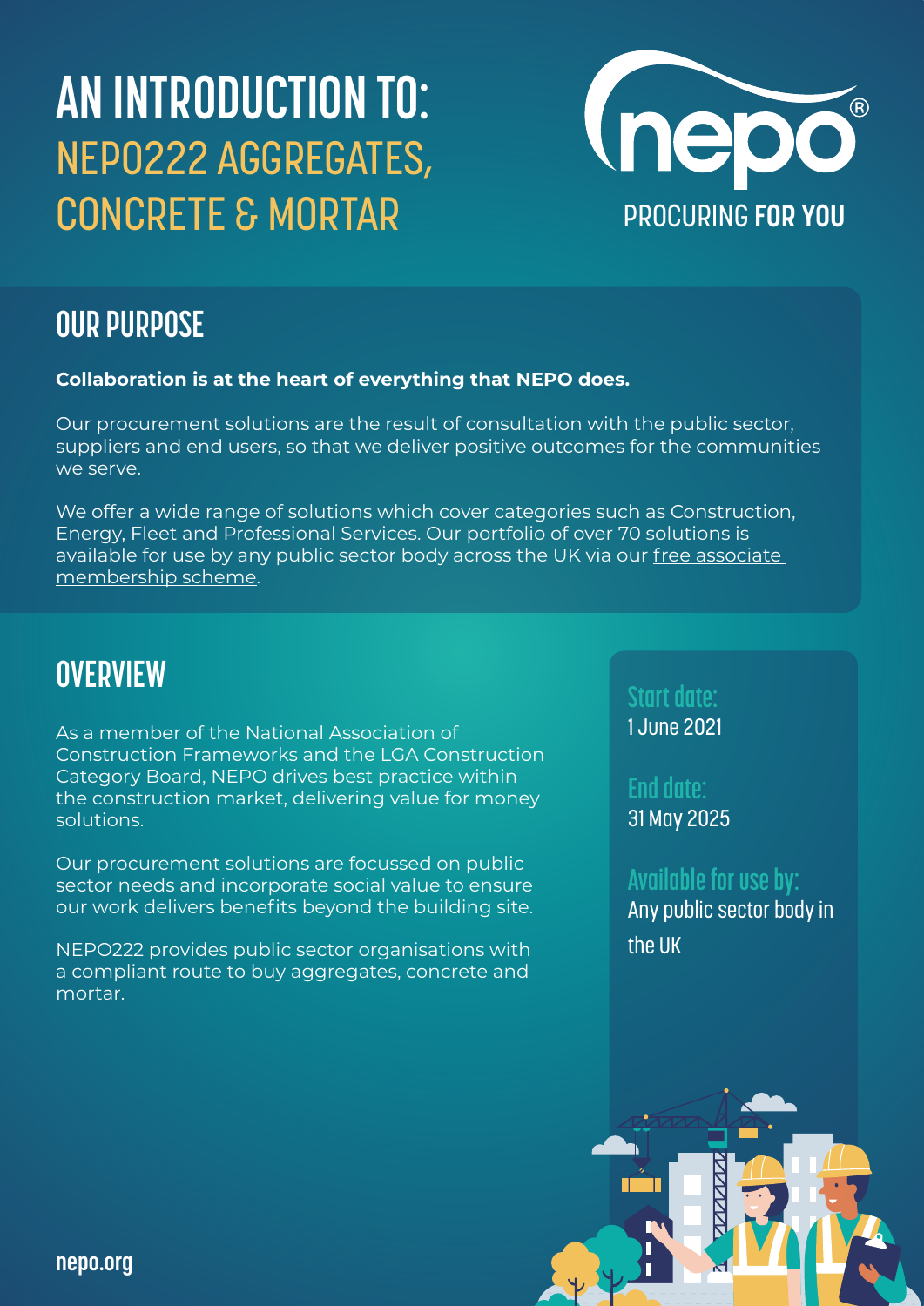# AN INTRODUCTION TO: NEPO222 AGGREGATES, CONCRETE & MORTAR

PROCURING **FOR YOU**

## OUR PURPOSE

**Collaboration is at the heart of everything that NEPO does.**

Our procurement solutions are the result of consultation with the public sector, suppliers and end users, so that we deliver positive outcomes for the communities we serve.

We offer a wide range of solutions which cover categories such as Construction, Energy, Fleet and Professional Services. Our portfolio of over 70 solutions is available for use by any public sector body across the UK via our free associate membership scheme.

## OVERVIEW

As a member of the National Association of Construction Frameworks and the LGA Construction Category Board, NEPO drives best practice within the construction market, delivering value for money solutions.

Our procurement solutions are focussed on public sector needs and incorporate social value to ensure our work delivers benefits beyond the building site.

NEPO222 provides public sector organisations with a compliant route to buy aggregates, concrete and mortar.

**Start date:**
1 June 2021

**End date:**
31 May 2025

**Available for use by:**
Any public sector body in the UK

nepo.org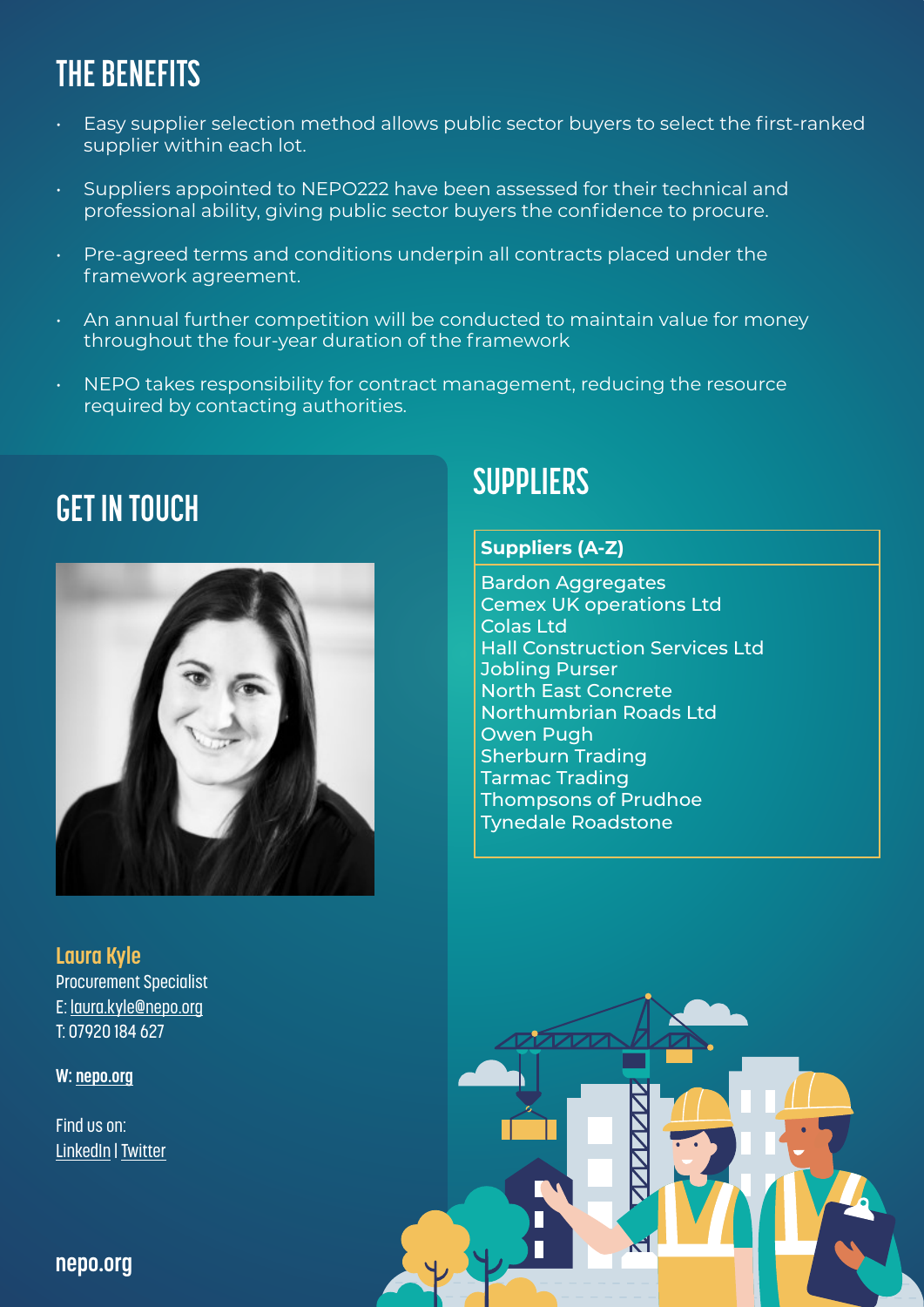## THE BENEFITS

- Easy supplier selection method allows public sector buyers to select the first-ranked supplier within each lot.
- Suppliers appointed to NEPO222 have been assessed for their technical and professional ability, giving public sector buyers the confidence to procure.
- Pre-agreed terms and conditions underpin all contracts placed under the framework agreement.
- An annual further competition will be conducted to maintain value for money throughout the four-year duration of the framework
- NEPO takes responsibility for contract management, reducing the resource required by contacting authorities.

## GET IN TOUCH

**Laura Kyle**
Procurement Specialist
E: laura.kyle@nepo.org
T: 07920 184 627

W: nepo.org

Find us on:
LinkedIn | Twitter

## SUPPLIERS

| Suppliers (A-Z) |
|---|
| Bardon Aggregates |
| Cemex UK operations Ltd |
| Colas Ltd |
| Hall Construction Services Ltd |
| Jobling Purser |
| North East Concrete |
| Northumbrian Roads Ltd |
| Owen Pugh |
| Sherburn Trading |
| Tarmac Trading |
| Thompsons of Prudhoe |
| Tynedale Roadstone |

nepo.org